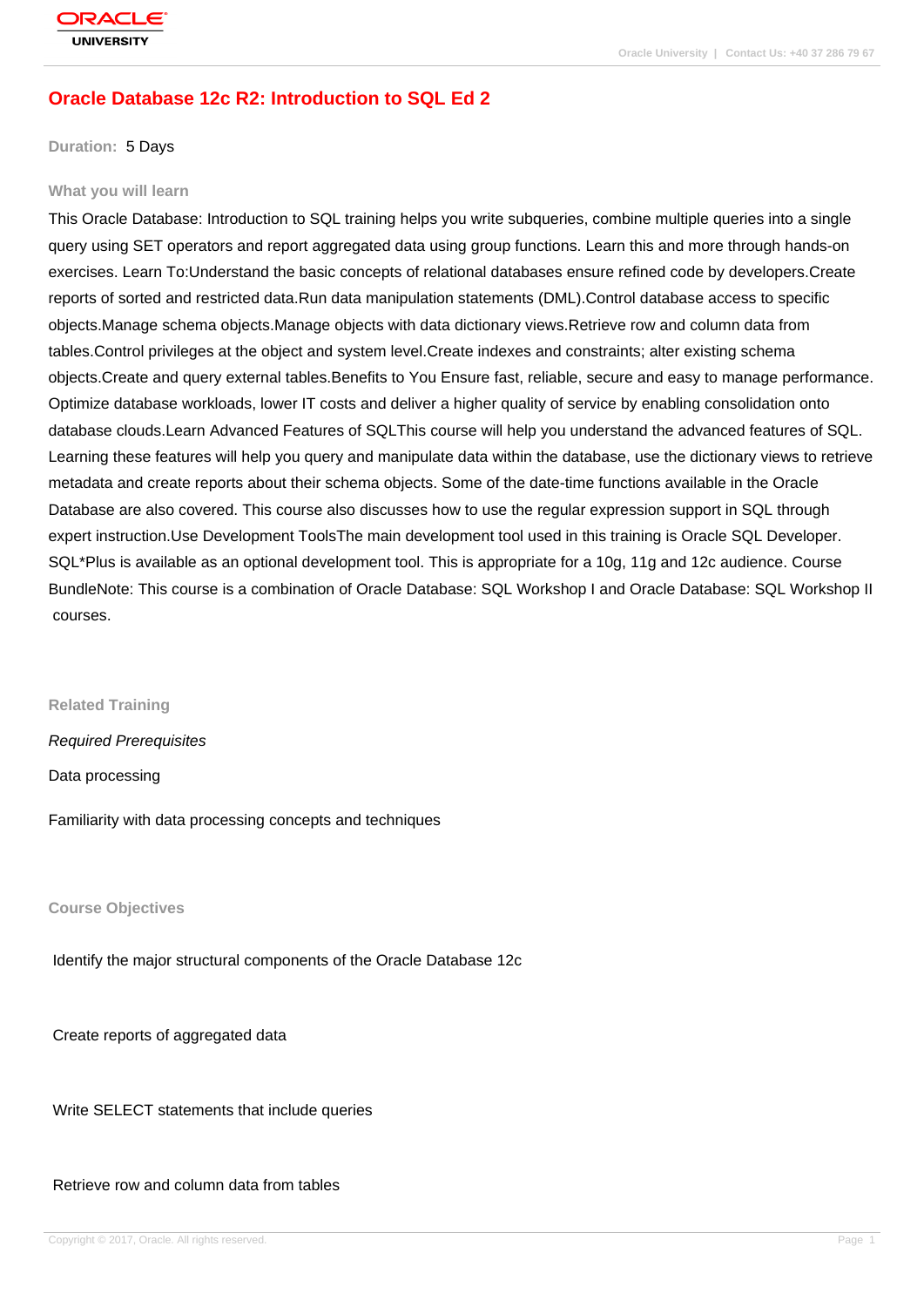# Oracle Database 12c R2: Introduction to SQL Ed 2

**Duration:** 5 Days

### What you will learn

This Oracle Database: Introduction to SQL training helps you write subqueries, combine multiple queries into a single query using SET operators and report aggregated data using group functions. Learn this and more through hands-on exercises. Learn To:Understand the basic concepts of relational databases ensure refined code by developers.Create reports of sorted and restricted data.Run data manipulation statements (DML).Control database access to specific objects.Manage schema objects.Manage objects with data dictionary views.Retrieve row and column data from tables.Control privileges at the object and system level.Create indexes and constraints; alter existing schema objects.Create and query external tables.Benefits to You Ensure fast, reliable, secure and easy to manage performance. Optimize database workloads, lower IT costs and deliver a higher quality of service by enabling consolidation onto database clouds.Learn Advanced Features of SQLThis course will help you understand the advanced features of SQL. Learning these features will help you query and manipulate data within the database, use the dictionary views to retrieve metadata and create reports about their schema objects. Some of the date-time functions available in the Oracle Database are also covered. This course also discusses how to use the regular expression support in SQL through expert instruction.Use Development ToolsThe main development tool used in this training is Oracle SQL Developer. SQL*Plus is available as an optional development tool. This is appropriate for a 10g, 11g and 12c audience. Course BundleNote: This course is a combination of Oracle Database: SQL Workshop I and Oracle Database: SQL Workshop II courses.

### Related Training

*Required Prerequisites*

Data processing

Familiarity with data processing concepts and techniques

### Course Objectives

Identify the major structural components of the Oracle Database 12c

Create reports of aggregated data

Write SELECT statements that include queries

Retrieve row and column data from tables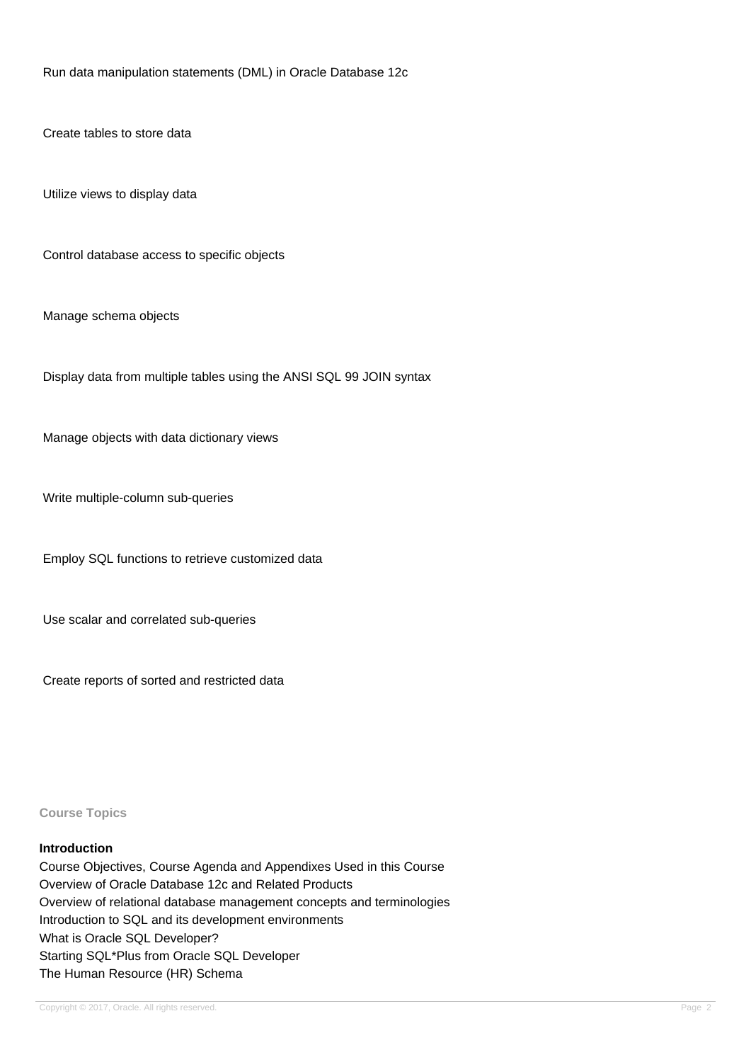Run data manipulation statements (DML) in Oracle Database 12c

Create tables to store data

Utilize views to display data

Control database access to specific objects

Manage schema objects

Display data from multiple tables using the ANSI SQL 99 JOIN syntax

Manage objects with data dictionary views

Write multiple-column sub-queries

Employ SQL functions to retrieve customized data

Use scalar and correlated sub-queries

Create reports of sorted and restricted data

## Course Topics

**Introduction**

Course Objectives, Course Agenda and Appendixes Used in this Course
Overview of Oracle Database 12c and Related Products
Overview of relational database management concepts and terminologies
Introduction to SQL and its development environments
What is Oracle SQL Developer?
Starting SQL*Plus from Oracle SQL Developer
The Human Resource (HR) Schema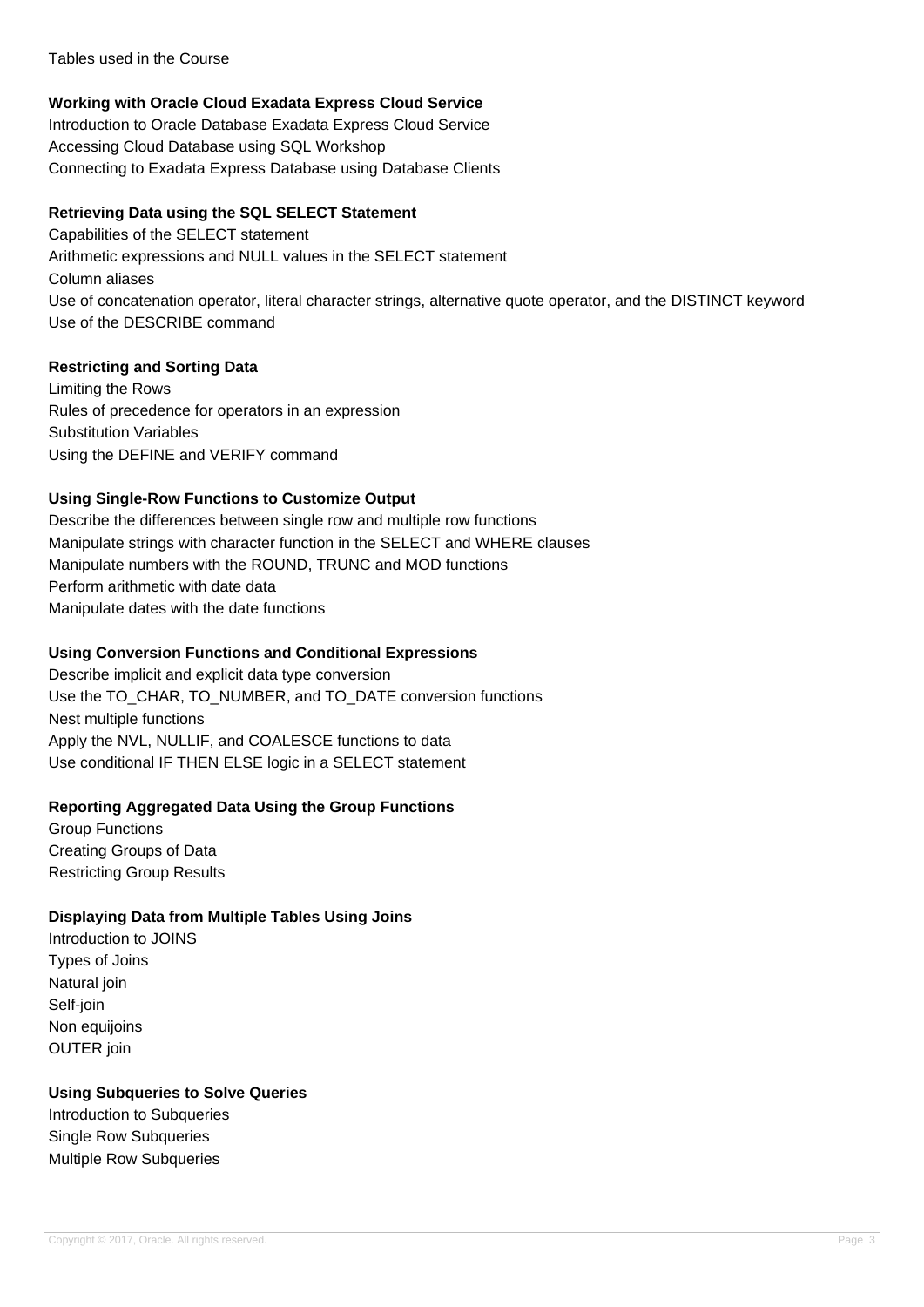Tables used in the Course

**Working with Oracle Cloud Exadata Express Cloud Service**

Introduction to Oracle Database Exadata Express Cloud Service
Accessing Cloud Database using SQL Workshop
Connecting to Exadata Express Database using Database Clients

**Retrieving Data using the SQL SELECT Statement**

Capabilities of the SELECT statement
Arithmetic expressions and NULL values in the SELECT statement
Column aliases
Use of concatenation operator, literal character strings, alternative quote operator, and the DISTINCT keyword
Use of the DESCRIBE command

**Restricting and Sorting Data**

Limiting the Rows
Rules of precedence for operators in an expression
Substitution Variables
Using the DEFINE and VERIFY command

**Using Single-Row Functions to Customize Output**

Describe the differences between single row and multiple row functions
Manipulate strings with character function in the SELECT and WHERE clauses
Manipulate numbers with the ROUND, TRUNC and MOD functions
Perform arithmetic with date data
Manipulate dates with the date functions

**Using Conversion Functions and Conditional Expressions**

Describe implicit and explicit data type conversion
Use the TO_CHAR, TO_NUMBER, and TO_DATE conversion functions
Nest multiple functions
Apply the NVL, NULLIF, and COALESCE functions to data
Use conditional IF THEN ELSE logic in a SELECT statement

**Reporting Aggregated Data Using the Group Functions**

Group Functions
Creating Groups of Data
Restricting Group Results

**Displaying Data from Multiple Tables Using Joins**

Introduction to JOINS
Types of Joins
Natural join
Self-join
Non equijoins
OUTER join

**Using Subqueries to Solve Queries**

Introduction to Subqueries
Single Row Subqueries
Multiple Row Subqueries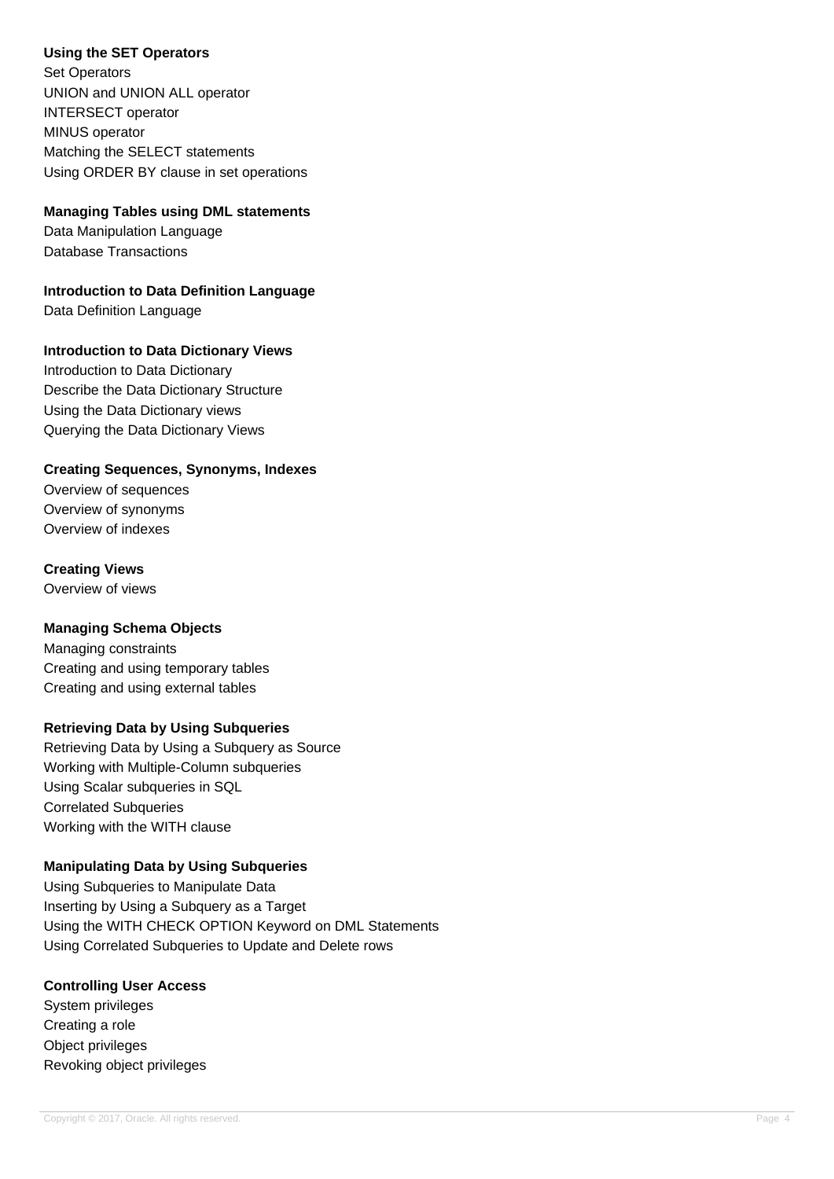**Using the SET Operators**

Set Operators
UNION and UNION ALL operator
INTERSECT operator
MINUS operator
Matching the SELECT statements
Using ORDER BY clause in set operations

**Managing Tables using DML statements**

Data Manipulation Language
Database Transactions

**Introduction to Data Definition Language**

Data Definition Language

**Introduction to Data Dictionary Views**

Introduction to Data Dictionary
Describe the Data Dictionary Structure
Using the Data Dictionary views
Querying the Data Dictionary Views

**Creating Sequences, Synonyms, Indexes**

Overview of sequences
Overview of synonyms
Overview of indexes

**Creating Views**

Overview of views

**Managing Schema Objects**

Managing constraints
Creating and using temporary tables
Creating and using external tables

**Retrieving Data by Using Subqueries**

Retrieving Data by Using a Subquery as Source
Working with Multiple-Column subqueries
Using Scalar subqueries in SQL
Correlated Subqueries
Working with the WITH clause

**Manipulating Data by Using Subqueries**

Using Subqueries to Manipulate Data
Inserting by Using a Subquery as a Target
Using the WITH CHECK OPTION Keyword on DML Statements
Using Correlated Subqueries to Update and Delete rows

**Controlling User Access**

System privileges
Creating a role
Object privileges
Revoking object privileges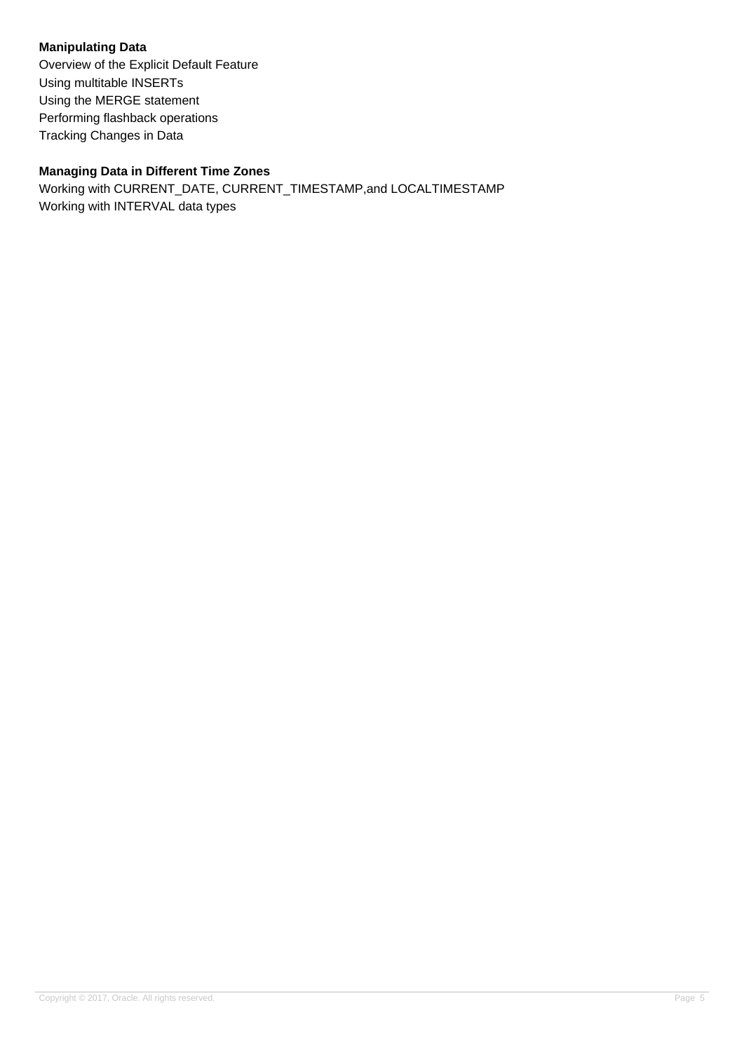**Manipulating Data**

Overview of the Explicit Default Feature
Using multitable INSERTs
Using the MERGE statement
Performing flashback operations
Tracking Changes in Data

**Managing Data in Different Time Zones**

Working with CURRENT_DATE, CURRENT_TIMESTAMP,and LOCALTIMESTAMP
Working with INTERVAL data types